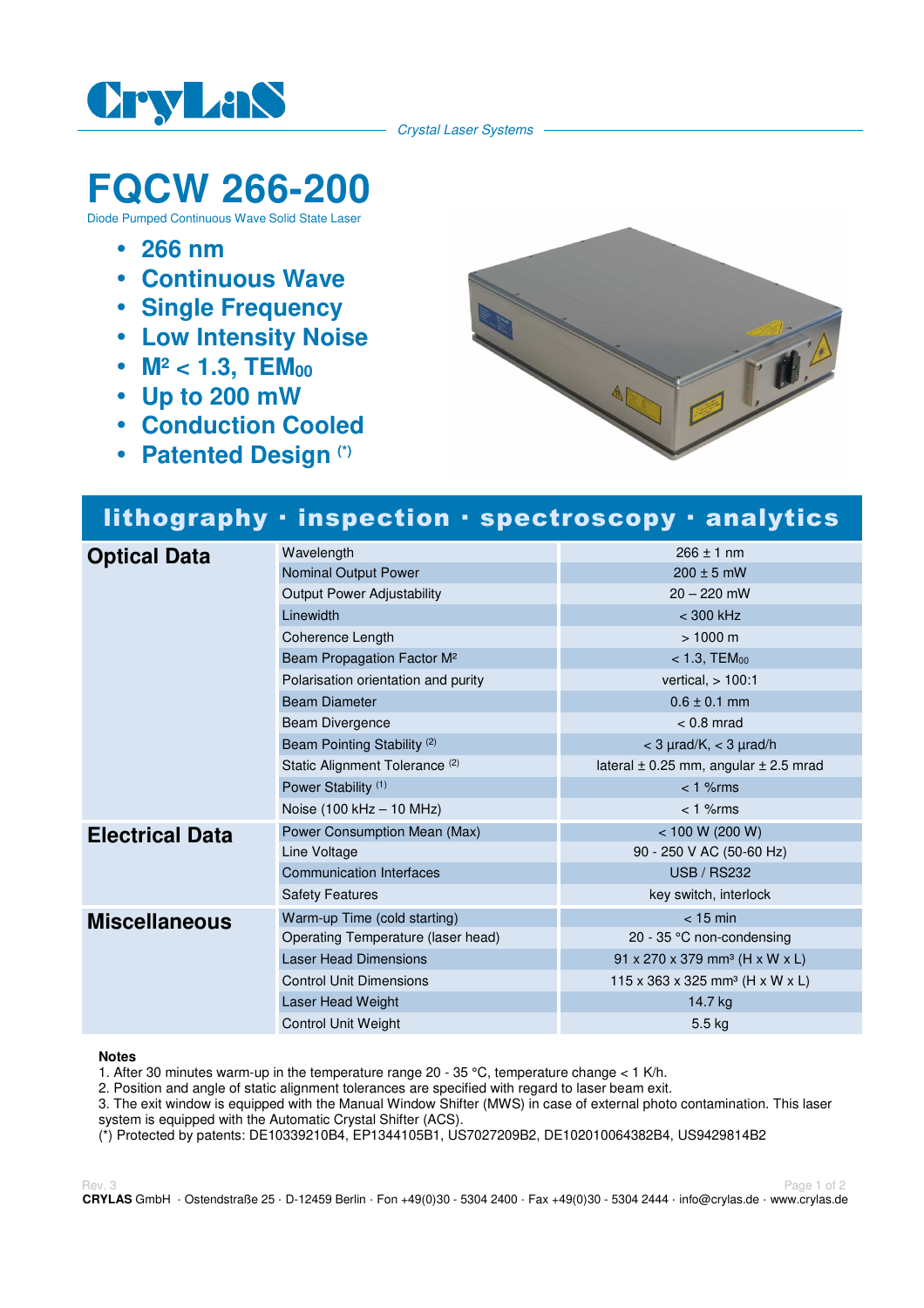CryLaS

*Crystal Laser Systems*

# FQCW 266-200

Diode Pumped Continuous Wave Solid State Laser

- **266 nm**
- **Continuous Wave**
- **Single Frequency**
- **Low Intensity Noise**
- **$M^2 < 1.3$, $TEM_{00}$**
- **Up to 200 mW**
- **Conduction Cooled**
- **Patented Design (*)**

**lithography · inspection · spectroscopy · analytics**

| | | |
|---|---|---|
| **Optical Data** | Wavelength | 266 ± 1 nm |
| | Nominal Output Power | 200 ± 5 mW |
| | Output Power Adjustability | 20 – 220 mW |
| | Linewidth | < 300 kHz |
| | Coherence Length | > 1000 m |
| | Beam Propagation Factor $M^2$ | < 1.3, $TEM_{00}$ |
| | Polarisation orientation and purity | vertical, > 100:1 |
| | Beam Diameter | 0.6 ± 0.1 mm |
| | Beam Divergence | < 0.8 mrad |
| | Beam Pointing Stability (2) | < 3 µrad/K, < 3 µrad/h |
| | Static Alignment Tolerance (2) | lateral ± 0.25 mm, angular ± 2.5 mrad |
| | Power Stability (1) | < 1 %rms |
| | Noise (100 kHz – 10 MHz) | < 1 %rms |
| **Electrical Data** | Power Consumption Mean (Max) | < 100 W (200 W) |
| | Line Voltage | 90 - 250 V AC (50-60 Hz) |
| | Communication Interfaces | USB / RS232 |
| | Safety Features | key switch, interlock |
| **Miscellaneous** | Warm-up Time (cold starting) | < 15 min |
| | Operating Temperature (laser head) | 20 - 35 °C non-condensing |
| | Laser Head Dimensions | 91 x 270 x 379 mm³ (H x W x L) |
| | Control Unit Dimensions | 115 x 363 x 325 mm³ (H x W x L) |
| | Laser Head Weight | 14.7 kg |
| | Control Unit Weight | 5.5 kg |

**Notes**

1. After 30 minutes warm-up in the temperature range 20 - 35 °C, temperature change < 1 K/h.
2. Position and angle of static alignment tolerances are specified with regard to laser beam exit.
3. The exit window is equipped with the Manual Window Shifter (MWS) in case of external photo contamination. This laser system is equipped with the Automatic Crystal Shifter (ACS).

(*) Protected by patents: DE10339210B4, EP1344105B1, US7027209B2, DE102010064382B4, US9429814B2

Rev. 3

**CRYLAS** GmbH · Ostendstraße 25 · D-12459 Berlin · Fon +49(0)30 - 5304 2400 · Fax +49(0)30 - 5304 2444 · info@crylas.de · www.crylas.de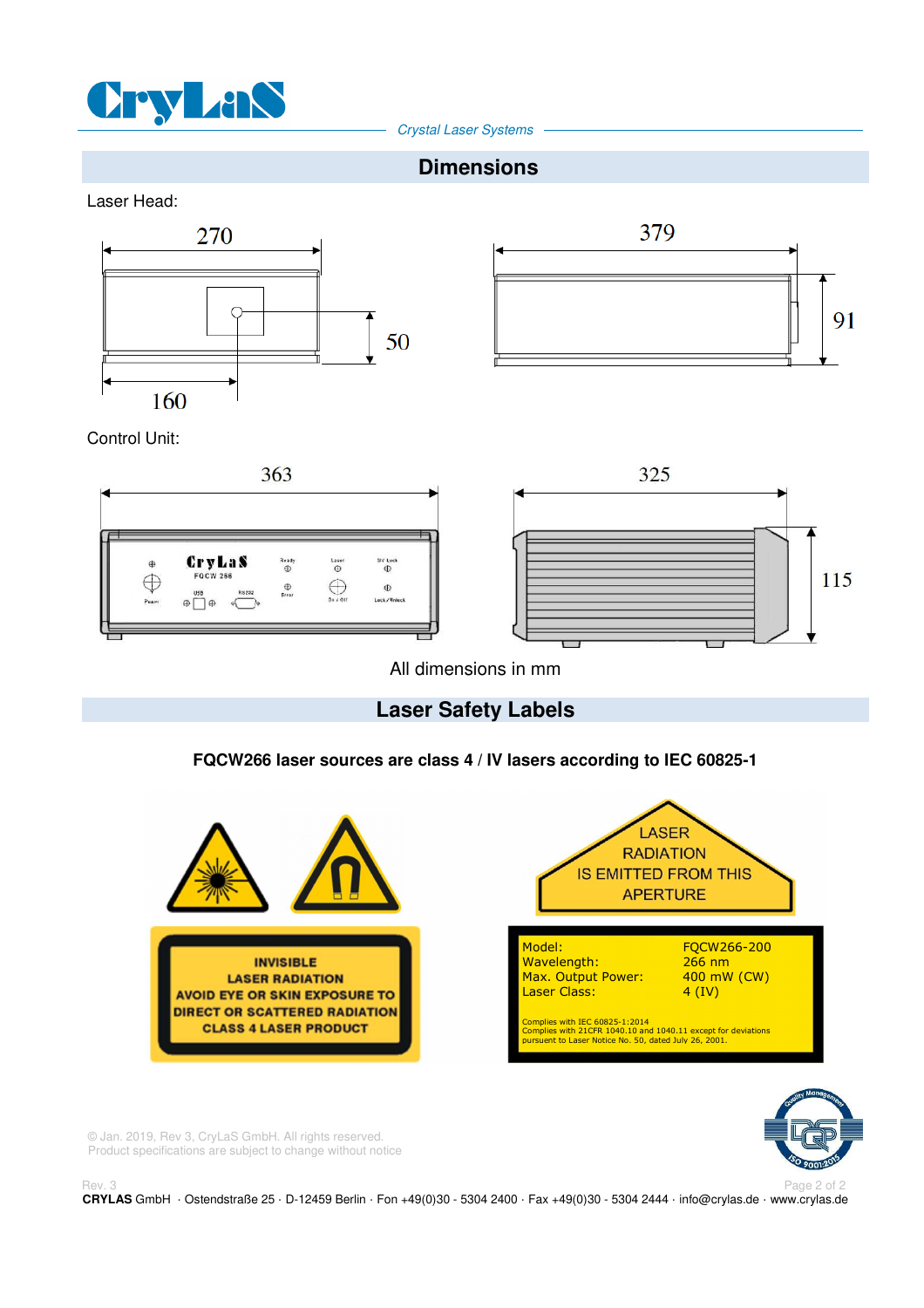## Dimensions

Laser Head:

270

160

50

379

91

Control Unit:

363

325

115

All dimensions in mm

## Laser Safety Labels

**FQCW266 laser sources are class 4 / IV lasers according to IEC 60825-1**

INVISIBLE
LASER RADIATION
AVOID EYE OR SKIN EXPOSURE TO
DIRECT OR SCATTERED RADIATION
CLASS 4 LASER PRODUCT

LASER
RADIATION
IS EMITTED FROM THIS
APERTURE

| | |
|---|---|
| Model: | FQCW266-200 |
| Wavelength: | 266 nm |
| Max. Output Power: | 400 mW (CW) |
| Laser Class: | 4 (IV) |

Complies with IEC 60825-1:2014
Complies with 21CFR 1040.10 and 1040.11 except for deviations pursuant to Laser Notice No. 50, dated July 26, 2001.

© Jan. 2019, Rev 3, CryLaS GmbH. All rights reserved.
Product specifications are subject to change without notice

Rev. 3

**CRYLAS** GmbH · Ostendstraße 25 · D-12459 Berlin · Fon +49(0)30 - 5304 2400 · Fax +49(0)30 - 5304 2444 · info@crylas.de · www.crylas.de